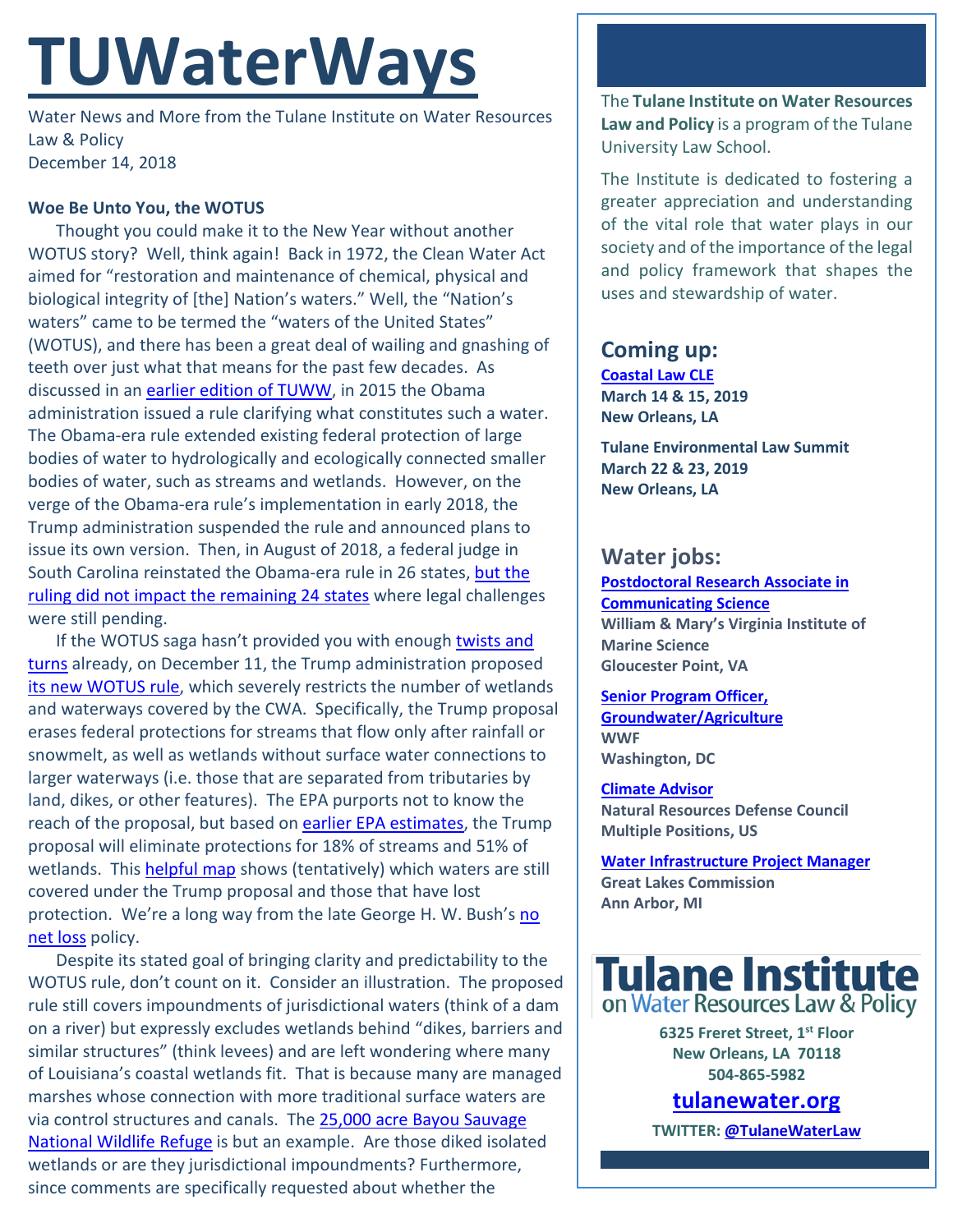# TUWaterWays

Water News and More from the Tulane Institute on Water Resources Law & Policy
December 14, 2018

**Woe Be Unto You, the WOTUS**

Thought you could make it to the New Year without another WOTUS story? Well, think again! Back in 1972, the Clean Water Act aimed for "restoration and maintenance of chemical, physical and biological integrity of [the] Nation's waters." Well, the "Nation's waters" came to be termed the "waters of the United States" (WOTUS), and there has been a great deal of wailing and gnashing of teeth over just what that means for the past few decades. As discussed in an earlier edition of TUWW, in 2015 the Obama administration issued a rule clarifying what constitutes such a water. The Obama-era rule extended existing federal protection of large bodies of water to hydrologically and ecologically connected smaller bodies of water, such as streams and wetlands. However, on the verge of the Obama-era rule's implementation in early 2018, the Trump administration suspended the rule and announced plans to issue its own version. Then, in August of 2018, a federal judge in South Carolina reinstated the Obama-era rule in 26 states, but the ruling did not impact the remaining 24 states where legal challenges were still pending.

If the WOTUS saga hasn't provided you with enough twists and turns already, on December 11, the Trump administration proposed its new WOTUS rule, which severely restricts the number of wetlands and waterways covered by the CWA. Specifically, the Trump proposal erases federal protections for streams that flow only after rainfall or snowmelt, as well as wetlands without surface water connections to larger waterways (i.e. those that are separated from tributaries by land, dikes, or other features). The EPA purports not to know the reach of the proposal, but based on earlier EPA estimates, the Trump proposal will eliminate protections for 18% of streams and 51% of wetlands. This helpful map shows (tentatively) which waters are still covered under the Trump proposal and those that have lost protection. We're a long way from the late George H. W. Bush's no net loss policy.

Despite its stated goal of bringing clarity and predictability to the WOTUS rule, don't count on it. Consider an illustration. The proposed rule still covers impoundments of jurisdictional waters (think of a dam on a river) but expressly excludes wetlands behind "dikes, barriers and similar structures" (think levees) and are left wondering where many of Louisiana's coastal wetlands fit. That is because many are managed marshes whose connection with more traditional surface waters are via control structures and canals. The 25,000 acre Bayou Sauvage National Wildlife Refuge is but an example. Are those diked isolated wetlands or are they jurisdictional impoundments? Furthermore, since comments are specifically requested about whether the

---

The **Tulane Institute on Water Resources Law and Policy** is a program of the Tulane University Law School.

The Institute is dedicated to fostering a greater appreciation and understanding of the vital role that water plays in our society and of the importance of the legal and policy framework that shapes the uses and stewardship of water.

## Coming up:

**Coastal Law CLE**
**March 14 & 15, 2019**
**New Orleans, LA**

**Tulane Environmental Law Summit**
**March 22 & 23, 2019**
**New Orleans, LA**

## Water jobs:

**Postdoctoral Research Associate in Communicating Science**
**William & Mary's Virginia Institute of Marine Science**
**Gloucester Point, VA**

**Senior Program Officer, Groundwater/Agriculture**
**WWF**
**Washington, DC**

**Climate Advisor**
**Natural Resources Defense Council**
**Multiple Positions, US**

**Water Infrastructure Project Manager**
**Great Lakes Commission**
**Ann Arbor, MI**

**Tulane Institute on Water Resources Law & Policy**

**6325 Freret Street, 1st Floor**
**New Orleans, LA 70118**
**504-865-5982**

**tulanewater.org**

**TWITTER: @TulaneWaterLaw**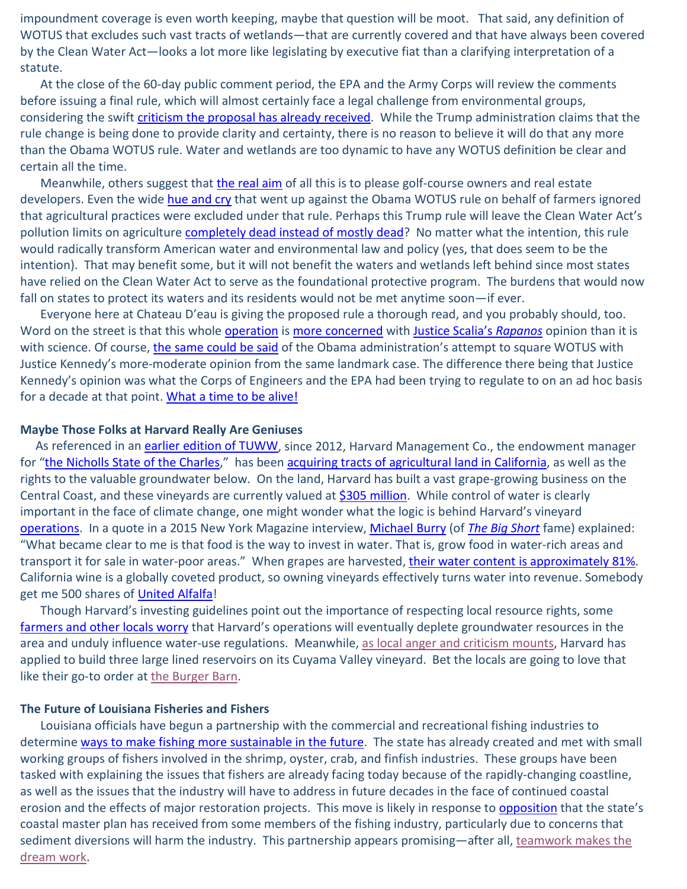impoundment coverage is even worth keeping, maybe that question will be moot. That said, any definition of WOTUS that excludes such vast tracts of wetlands—that are currently covered and that have always been covered by the Clean Water Act—looks a lot more like legislating by executive fiat than a clarifying interpretation of a statute.

At the close of the 60-day public comment period, the EPA and the Army Corps will review the comments before issuing a final rule, which will almost certainly face a legal challenge from environmental groups, considering the swift criticism the proposal has already received. While the Trump administration claims that the rule change is being done to provide clarity and certainty, there is no reason to believe it will do that any more than the Obama WOTUS rule. Water and wetlands are too dynamic to have any WOTUS definition be clear and certain all the time.

Meanwhile, others suggest that the real aim of all this is to please golf-course owners and real estate developers. Even the wide hue and cry that went up against the Obama WOTUS rule on behalf of farmers ignored that agricultural practices were excluded under that rule. Perhaps this Trump rule will leave the Clean Water Act's pollution limits on agriculture completely dead instead of mostly dead? No matter what the intention, this rule would radically transform American water and environmental law and policy (yes, that does seem to be the intention). That may benefit some, but it will not benefit the waters and wetlands left behind since most states have relied on the Clean Water Act to serve as the foundational protective program. The burdens that would now fall on states to protect its waters and its residents would not be met anytime soon—if ever.

Everyone here at Chateau D'eau is giving the proposed rule a thorough read, and you probably should, too. Word on the street is that this whole operation is more concerned with Justice Scalia's *Rapanos* opinion than it is with science. Of course, the same could be said of the Obama administration's attempt to square WOTUS with Justice Kennedy's more-moderate opinion from the same landmark case. The difference there being that Justice Kennedy's opinion was what the Corps of Engineers and the EPA had been trying to regulate to on an ad hoc basis for a decade at that point. What a time to be alive!

**Maybe Those Folks at Harvard Really Are Geniuses**

As referenced in an earlier edition of TUWW, since 2012, Harvard Management Co., the endowment manager for "the Nicholls State of the Charles," has been acquiring tracts of agricultural land in California, as well as the rights to the valuable groundwater below. On the land, Harvard has built a vast grape-growing business on the Central Coast, and these vineyards are currently valued at $305 million. While control of water is clearly important in the face of climate change, one might wonder what the logic is behind Harvard's vineyard operations. In a quote in a 2015 New York Magazine interview, Michael Burry (of *The Big Short* fame) explained: "What became clear to me is that food is the way to invest in water. That is, grow food in water-rich areas and transport it for sale in water-poor areas." When grapes are harvested, their water content is approximately 81%. California wine is a globally coveted product, so owning vineyards effectively turns water into revenue. Somebody get me 500 shares of United Alfalfa!

Though Harvard's investing guidelines point out the importance of respecting local resource rights, some farmers and other locals worry that Harvard's operations will eventually deplete groundwater resources in the area and unduly influence water-use regulations. Meanwhile, as local anger and criticism mounts, Harvard has applied to build three large lined reservoirs on its Cuyama Valley vineyard. Bet the locals are going to love that like their go-to order at the Burger Barn.

**The Future of Louisiana Fisheries and Fishers**

Louisiana officials have begun a partnership with the commercial and recreational fishing industries to determine ways to make fishing more sustainable in the future. The state has already created and met with small working groups of fishers involved in the shrimp, oyster, crab, and finfish industries. These groups have been tasked with explaining the issues that fishers are already facing today because of the rapidly-changing coastline, as well as the issues that the industry will have to address in future decades in the face of continued coastal erosion and the effects of major restoration projects. This move is likely in response to opposition that the state's coastal master plan has received from some members of the fishing industry, particularly due to concerns that sediment diversions will harm the industry. This partnership appears promising—after all, teamwork makes the dream work.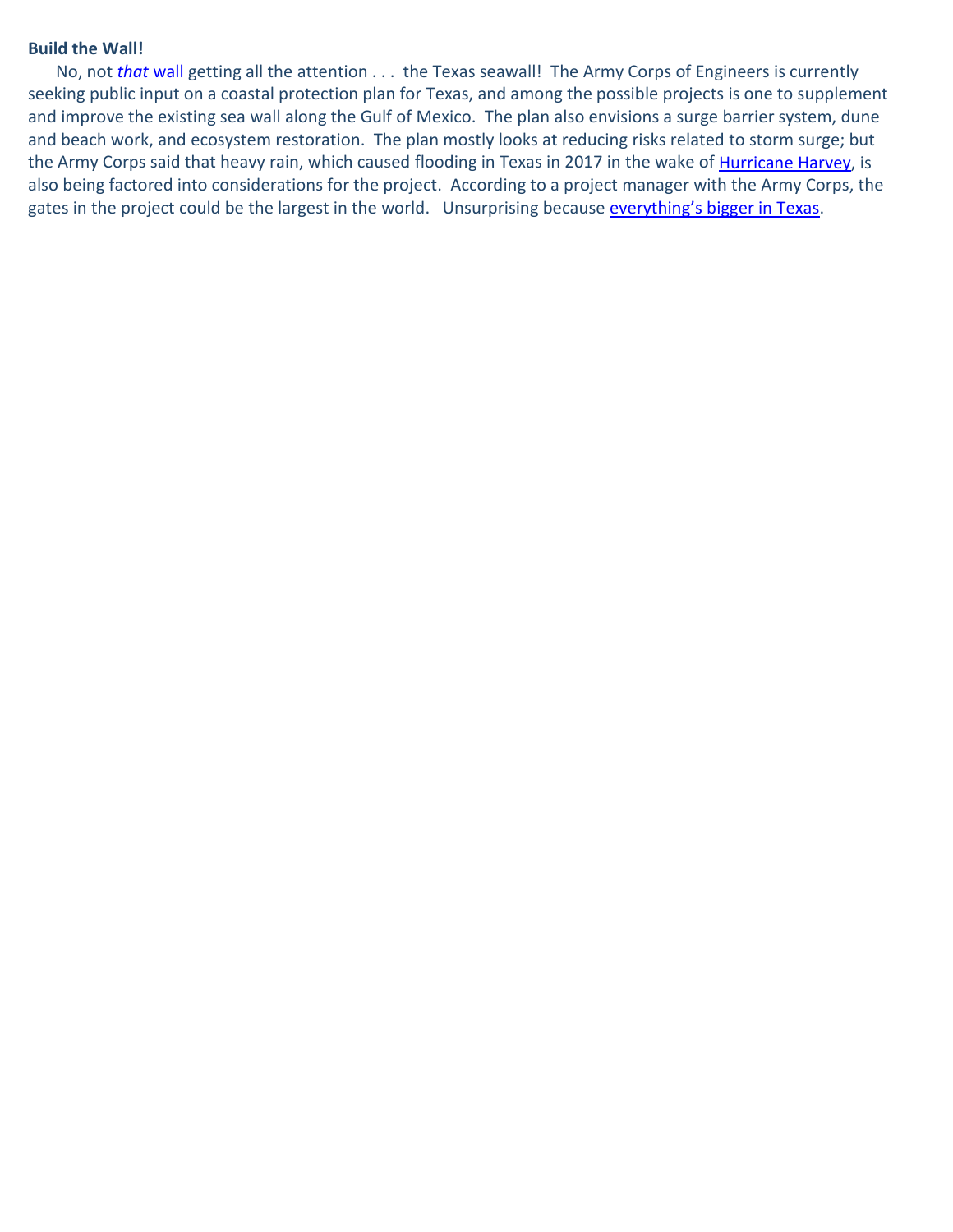**Build the Wall!**

No, not *that* wall getting all the attention . . . the Texas seawall! The Army Corps of Engineers is currently seeking public input on a coastal protection plan for Texas, and among the possible projects is one to supplement and improve the existing sea wall along the Gulf of Mexico. The plan also envisions a surge barrier system, dune and beach work, and ecosystem restoration. The plan mostly looks at reducing risks related to storm surge; but the Army Corps said that heavy rain, which caused flooding in Texas in 2017 in the wake of Hurricane Harvey, is also being factored into considerations for the project. According to a project manager with the Army Corps, the gates in the project could be the largest in the world. Unsurprising because everything's bigger in Texas.